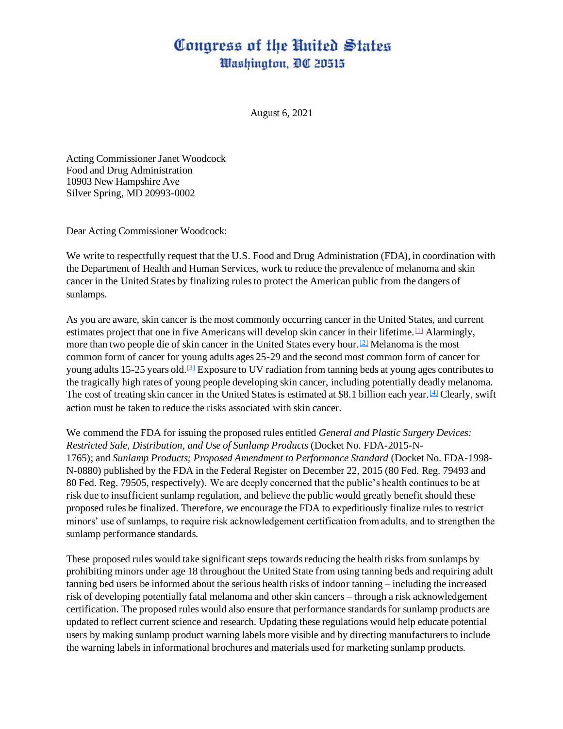# Congress of the United States
## Washington, DC 20515

August 6, 2021

Acting Commissioner Janet Woodcock
Food and Drug Administration
10903 New Hampshire Ave
Silver Spring, MD 20993-0002

Dear Acting Commissioner Woodcock:

We write to respectfully request that the U.S. Food and Drug Administration (FDA), in coordination with the Department of Health and Human Services, work to reduce the prevalence of melanoma and skin cancer in the United States by finalizing rules to protect the American public from the dangers of sunlamps.

As you are aware, skin cancer is the most commonly occurring cancer in the United States, and current estimates project that one in five Americans will develop skin cancer in their lifetime.[1] Alarmingly, more than two people die of skin cancer in the United States every hour.[2] Melanoma is the most common form of cancer for young adults ages 25-29 and the second most common form of cancer for young adults 15-25 years old.[3] Exposure to UV radiation from tanning beds at young ages contributes to the tragically high rates of young people developing skin cancer, including potentially deadly melanoma. The cost of treating skin cancer in the United States is estimated at $8.1 billion each year.[4] Clearly, swift action must be taken to reduce the risks associated with skin cancer.

We commend the FDA for issuing the proposed rules entitled *General and Plastic Surgery Devices: Restricted Sale, Distribution, and Use of Sunlamp Products* (Docket No. FDA-2015-N-1765); and *Sunlamp Products; Proposed Amendment to Performance Standard* (Docket No. FDA-1998-N-0880) published by the FDA in the Federal Register on December 22, 2015 (80 Fed. Reg. 79493 and 80 Fed. Reg. 79505, respectively). We are deeply concerned that the public's health continues to be at risk due to insufficient sunlamp regulation, and believe the public would greatly benefit should these proposed rules be finalized. Therefore, we encourage the FDA to expeditiously finalize rules to restrict minors' use of sunlamps, to require risk acknowledgement certification from adults, and to strengthen the sunlamp performance standards.

These proposed rules would take significant steps towards reducing the health risks from sunlamps by prohibiting minors under age 18 throughout the United State from using tanning beds and requiring adult tanning bed users be informed about the serious health risks of indoor tanning – including the increased risk of developing potentially fatal melanoma and other skin cancers – through a risk acknowledgement certification. The proposed rules would also ensure that performance standards for sunlamp products are updated to reflect current science and research. Updating these regulations would help educate potential users by making sunlamp product warning labels more visible and by directing manufacturers to include the warning labels in informational brochures and materials used for marketing sunlamp products.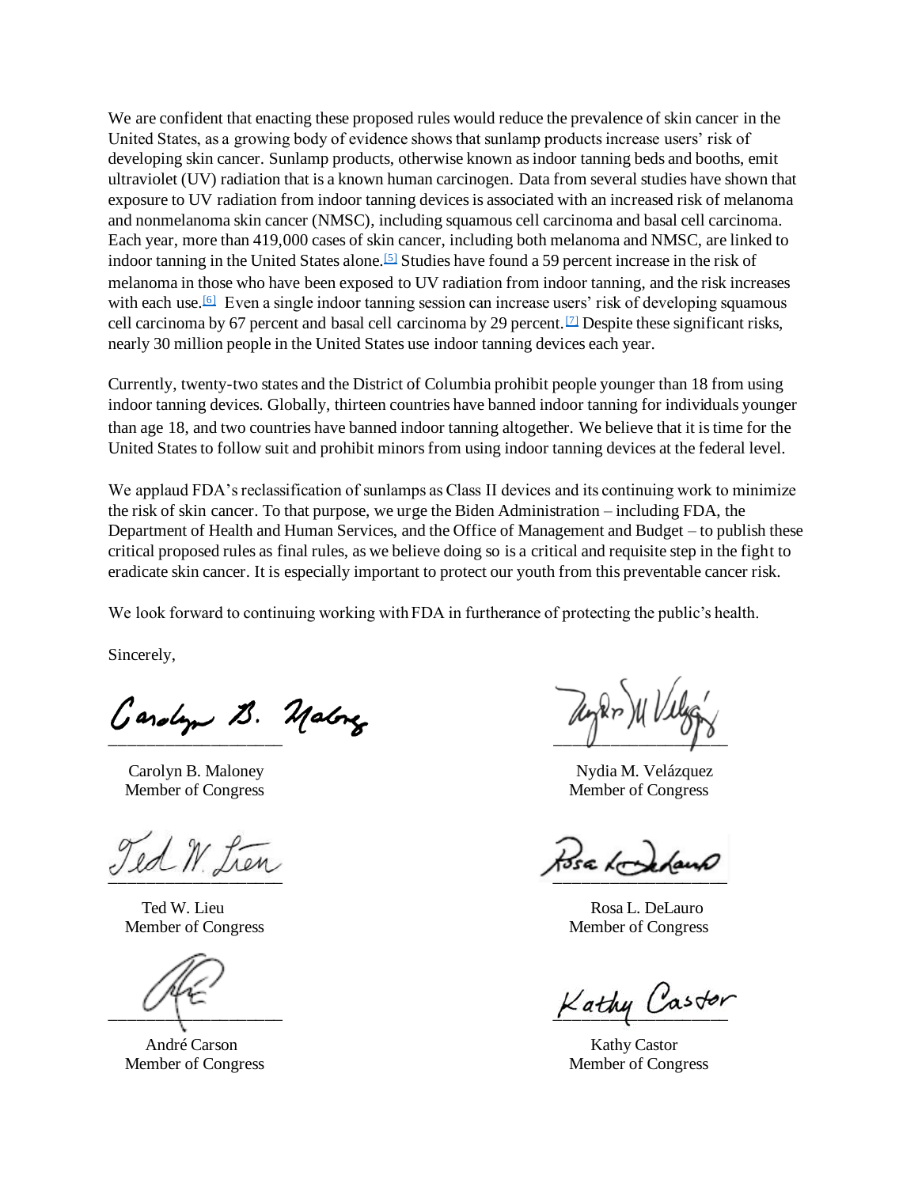We are confident that enacting these proposed rules would reduce the prevalence of skin cancer in the United States, as a growing body of evidence shows that sunlamp products increase users' risk of developing skin cancer. Sunlamp products, otherwise known as indoor tanning beds and booths, emit ultraviolet (UV) radiation that is a known human carcinogen. Data from several studies have shown that exposure to UV radiation from indoor tanning devices is associated with an increased risk of melanoma and nonmelanoma skin cancer (NMSC), including squamous cell carcinoma and basal cell carcinoma. Each year, more than 419,000 cases of skin cancer, including both melanoma and NMSC, are linked to indoor tanning in the United States alone.[5] Studies have found a 59 percent increase in the risk of melanoma in those who have been exposed to UV radiation from indoor tanning, and the risk increases with each use.[6] Even a single indoor tanning session can increase users' risk of developing squamous cell carcinoma by 67 percent and basal cell carcinoma by 29 percent.[7] Despite these significant risks, nearly 30 million people in the United States use indoor tanning devices each year.

Currently, twenty-two states and the District of Columbia prohibit people younger than 18 from using indoor tanning devices. Globally, thirteen countries have banned indoor tanning for individuals younger than age 18, and two countries have banned indoor tanning altogether. We believe that it is time for the United States to follow suit and prohibit minors from using indoor tanning devices at the federal level.

We applaud FDA's reclassification of sunlamps as Class II devices and its continuing work to minimize the risk of skin cancer. To that purpose, we urge the Biden Administration – including FDA, the Department of Health and Human Services, and the Office of Management and Budget – to publish these critical proposed rules as final rules, as we believe doing so is a critical and requisite step in the fight to eradicate skin cancer. It is especially important to protect our youth from this preventable cancer risk.

We look forward to continuing working with FDA in furtherance of protecting the public's health.

Sincerely,

Carolyn B. Maloney
Member of Congress

Nydia M. Velázquez
Member of Congress

Ted W. Lieu
Member of Congress

Rosa L. DeLauro
Member of Congress

André Carson
Member of Congress

Kathy Castor
Member of Congress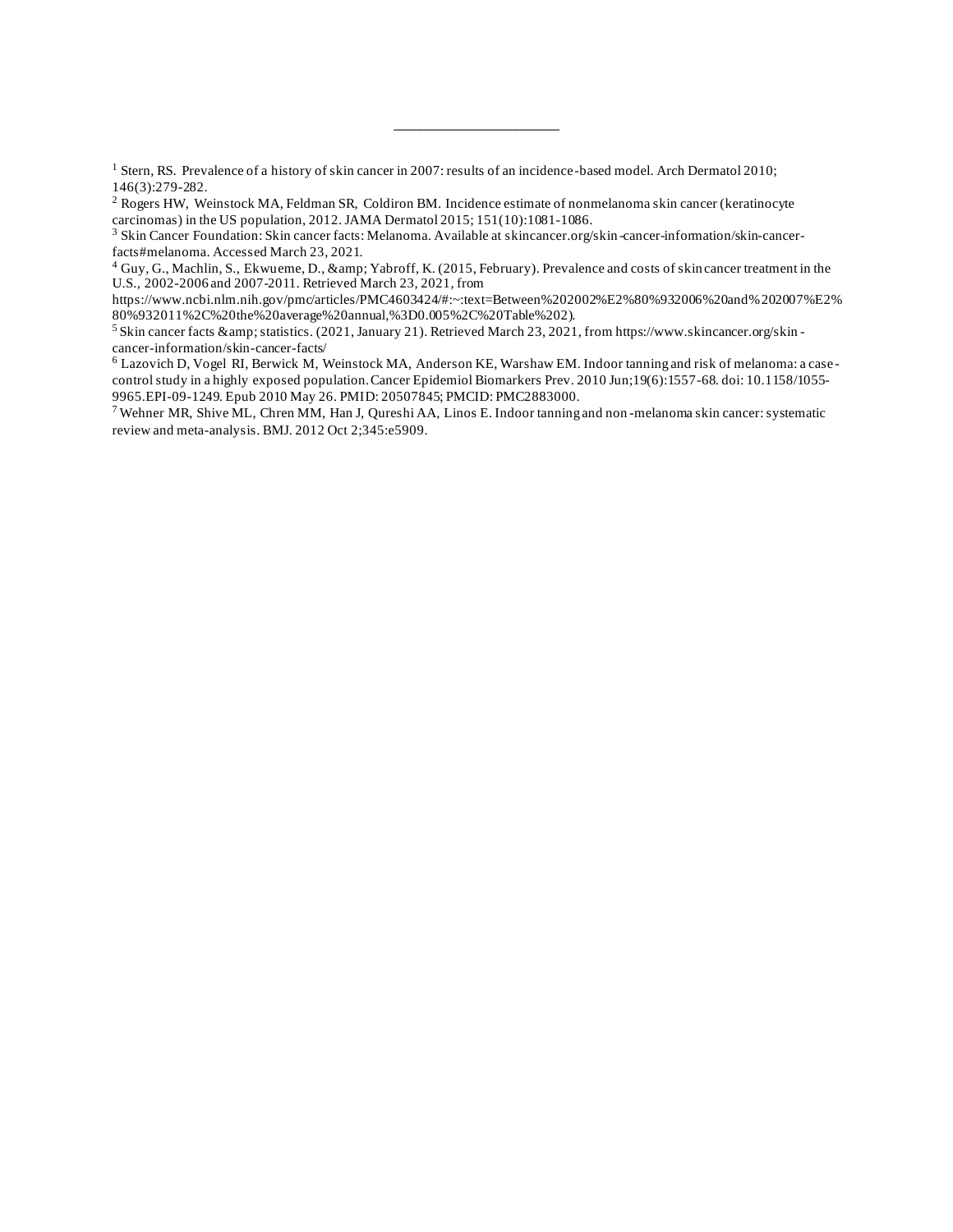---

[1] Stern, RS. Prevalence of a history of skin cancer in 2007: results of an incidence-based model. Arch Dermatol 2010; 146(3):279-282.

[2] Rogers HW, Weinstock MA, Feldman SR, Coldiron BM. Incidence estimate of nonmelanoma skin cancer (keratinocyte carcinomas) in the US population, 2012. JAMA Dermatol 2015; 151(10):1081-1086.

[3] Skin Cancer Foundation: Skin cancer facts: Melanoma. Available at skincancer.org/skin-cancer-information/skin-cancer-facts#melanoma. Accessed March 23, 2021.

[4] Guy, G., Machlin, S., Ekwueme, D., &amp; Yabroff, K. (2015, February). Prevalence and costs of skin cancer treatment in the U.S., 2002-2006 and 2007-2011. Retrieved March 23, 2021, from https://www.ncbi.nlm.nih.gov/pmc/articles/PMC4603424/#:~:text=Between%202002%E2%80%932006%20and%202007%E2%80%932011%2C%20the%20average%20annual,%3D0.005%2C%20Table%202).

[5] Skin cancer facts &amp; statistics. (2021, January 21). Retrieved March 23, 2021, from https://www.skincancer.org/skin-cancer-information/skin-cancer-facts/

[6] Lazovich D, Vogel RI, Berwick M, Weinstock MA, Anderson KE, Warshaw EM. Indoor tanning and risk of melanoma: a case-control study in a highly exposed population. Cancer Epidemiol Biomarkers Prev. 2010 Jun;19(6):1557-68. doi: 10.1158/1055-9965.EPI-09-1249. Epub 2010 May 26. PMID: 20507845; PMCID: PMC2883000.

[7] Wehner MR, Shive ML, Chren MM, Han J, Qureshi AA, Linos E. Indoor tanning and non-melanoma skin cancer: systematic review and meta-analysis. BMJ. 2012 Oct 2;345:e5909.